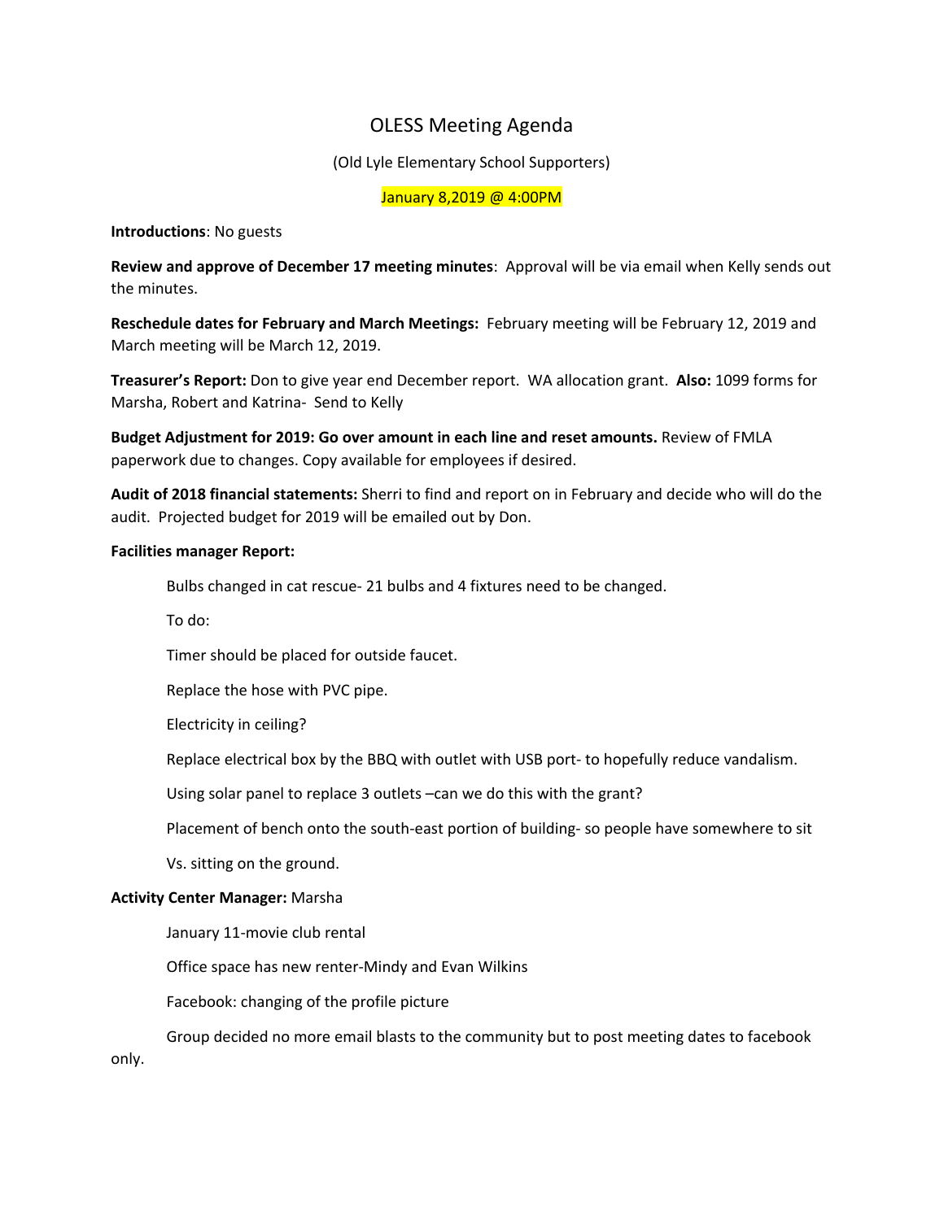# OLESS Meeting Agenda

(Old Lyle Elementary School Supporters)

January 8,2019 @ 4:00PM

**Introductions**: No guests

**Review and approve of December 17 meeting minutes**: Approval will be via email when Kelly sends out the minutes.

**Reschedule dates for February and March Meetings:** February meeting will be February 12, 2019 and March meeting will be March 12, 2019.

**Treasurer's Report:** Don to give year end December report. WA allocation grant. **Also:** 1099 forms for Marsha, Robert and Katrina- Send to Kelly

**Budget Adjustment for 2019: Go over amount in each line and reset amounts.** Review of FMLA paperwork due to changes. Copy available for employees if desired.

**Audit of 2018 financial statements:** Sherri to find and report on in February and decide who will do the audit. Projected budget for 2019 will be emailed out by Don.

**Facilities manager Report:**

Bulbs changed in cat rescue- 21 bulbs and 4 fixtures need to be changed.

To do:

Timer should be placed for outside faucet.

Replace the hose with PVC pipe.

Electricity in ceiling?

Replace electrical box by the BBQ with outlet with USB port- to hopefully reduce vandalism.

Using solar panel to replace 3 outlets –can we do this with the grant?

Placement of bench onto the south-east portion of building- so people have somewhere to sit Vs. sitting on the ground.

**Activity Center Manager:** Marsha

January 11-movie club rental

Office space has new renter-Mindy and Evan Wilkins

Facebook: changing of the profile picture

Group decided no more email blasts to the community but to post meeting dates to facebook only.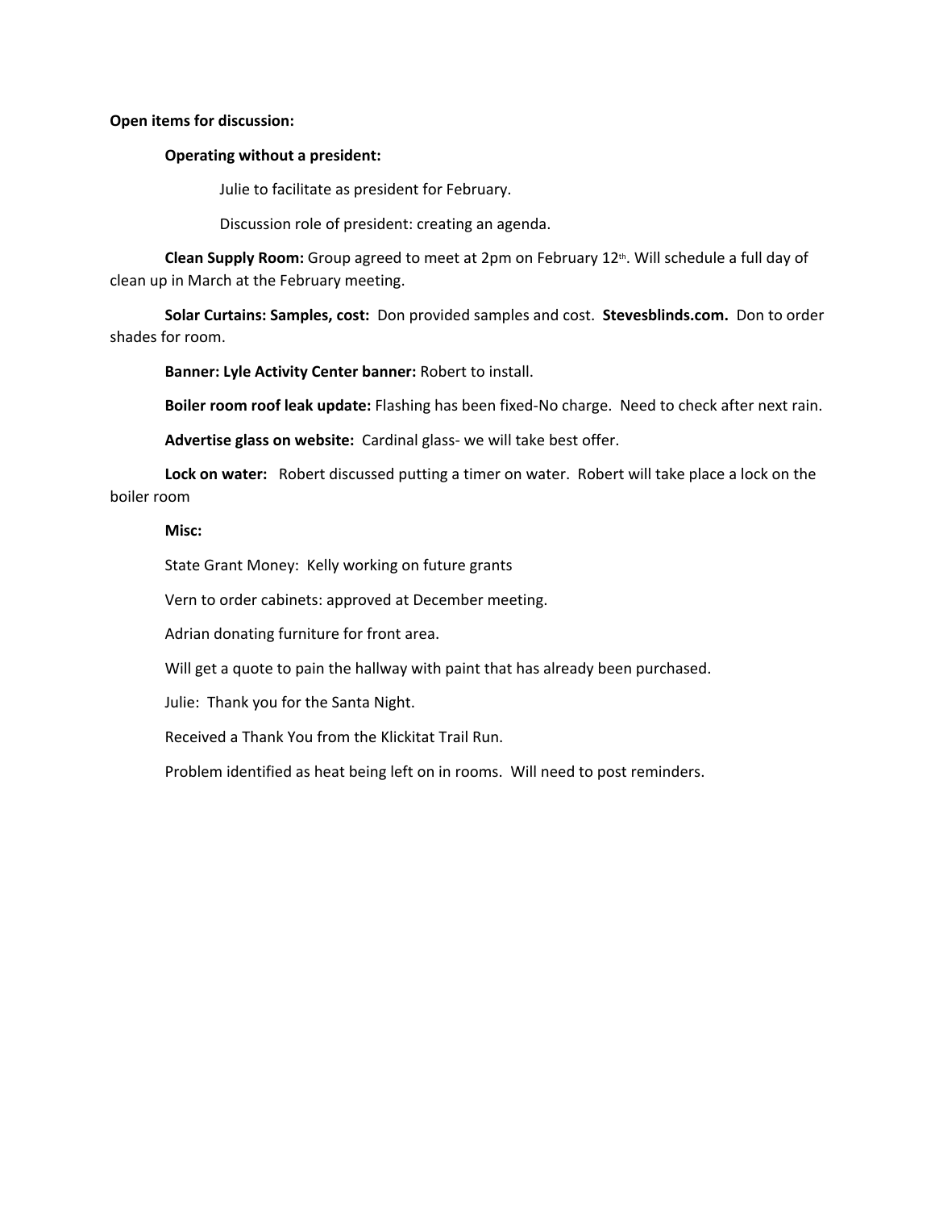**Open items for discussion:**

**Operating without a president:**

Julie to facilitate as president for February.

Discussion role of president: creating an agenda.

**Clean Supply Room:** Group agreed to meet at 2pm on February 12th. Will schedule a full day of clean up in March at the February meeting.

**Solar Curtains: Samples, cost:** Don provided samples and cost. **Stevesblinds.com.** Don to order shades for room.

**Banner: Lyle Activity Center banner:** Robert to install.

**Boiler room roof leak update:** Flashing has been fixed-No charge. Need to check after next rain.

**Advertise glass on website:** Cardinal glass- we will take best offer.

**Lock on water:** Robert discussed putting a timer on water. Robert will take place a lock on the boiler room

**Misc:**

State Grant Money: Kelly working on future grants

Vern to order cabinets: approved at December meeting.

Adrian donating furniture for front area.

Will get a quote to pain the hallway with paint that has already been purchased.

Julie: Thank you for the Santa Night.

Received a Thank You from the Klickitat Trail Run.

Problem identified as heat being left on in rooms. Will need to post reminders.